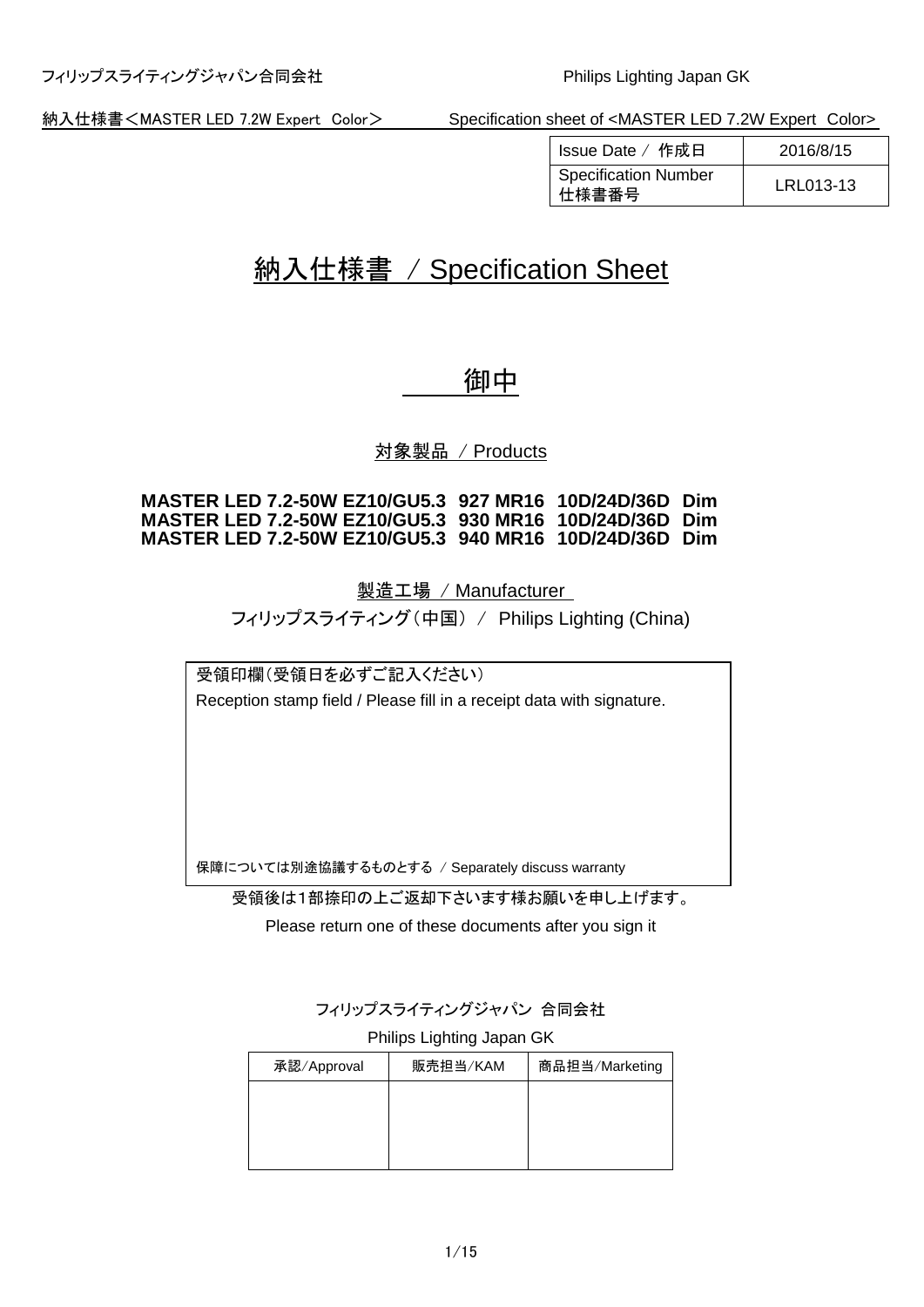フィリップスライティングジャパン合同会社　　Philips Lighting Japan GK

納入仕様書＜MASTER LED 7.2W Expert Color＞　Specification sheet of <MASTER LED 7.2W Expert Color>

| Issue Date ／ 作成日 | 2016/8/15 |
| --- | --- |
| Specification Number 仕様書番号 | LRL013-13 |

# 納入仕様書 ／ Specification Sheet

## 御中

### 対象製品 ／ Products

**MASTER LED 7.2-50W EZ10/GU5.3 927 MR16 10D/24D/36D Dim**
**MASTER LED 7.2-50W EZ10/GU5.3 930 MR16 10D/24D/36D Dim**
**MASTER LED 7.2-50W EZ10/GU5.3 940 MR16 10D/24D/36D Dim**

### 製造工場 ／ Manufacturer

フィリップスライティング（中国）／ Philips Lighting (China)

| 受領印欄（受領日を必ずご記入ください） Reception stamp field / Please fill in a receipt data with signature. |
| --- |
| |
| 保障については別途協議するものとする ／ Separately discuss warranty |

受領後は1部捺印の上ご返却下さいます様お願いを申し上げます。

Please return one of these documents after you sign it

フィリップスライティングジャパン 合同会社

Philips Lighting Japan GK

| 承認/Approval | 販売担当/KAM | 商品担当/Marketing |
| --- | --- | --- |
| | | |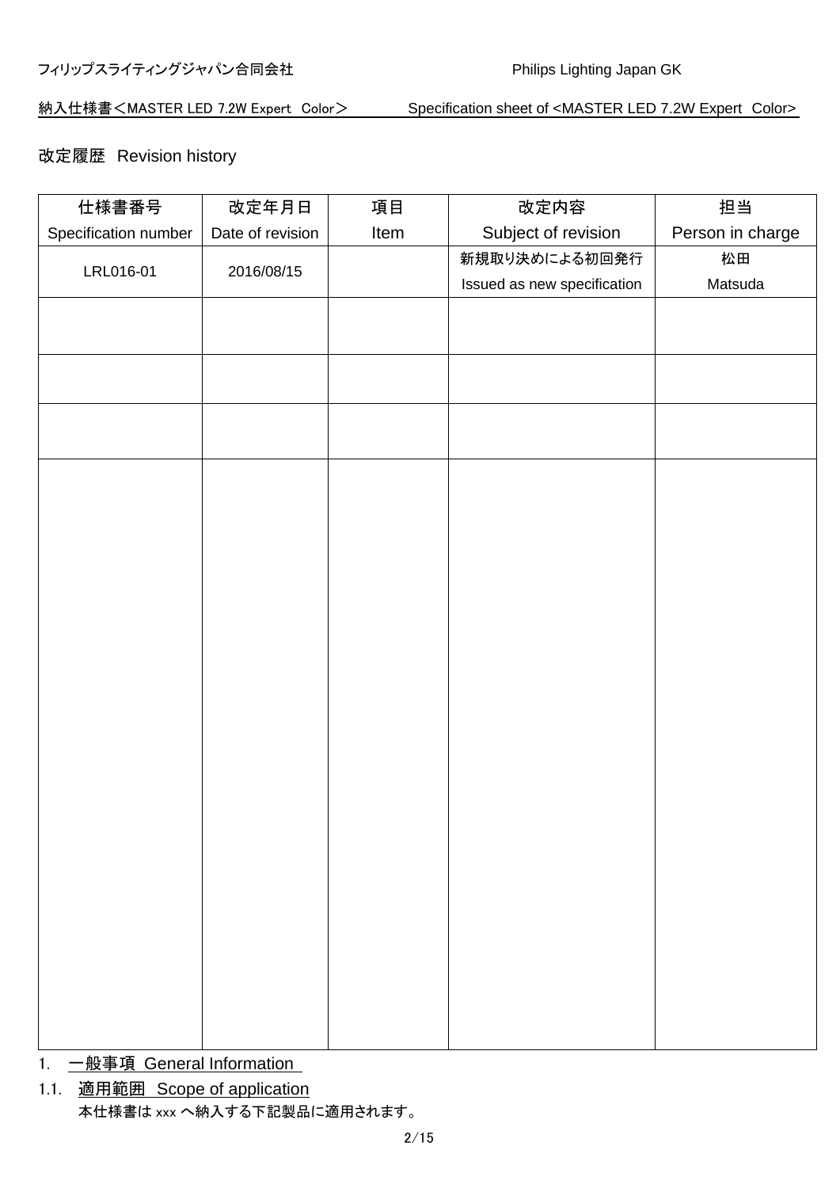## 改定履歴　Revision history

| 仕様書番号<br>Specification number | 改定年月日<br>Date of revision | 項目<br>Item | 改定内容<br>Subject of revision | 担当<br>Person in charge |
|---|---|---|---|---|
| LRL016-01 | 2016/08/15 | | 新規取り決めによる初回発行<br>Issued as new specification | 松田<br>Matsuda |
| | | | | |
| | | | | |
| | | | | |
| | | | | |

# 1. 一般事項 General Information

## 1.1. 適用範囲　Scope of application

本仕様書は xxx へ納入する下記製品に適用されます。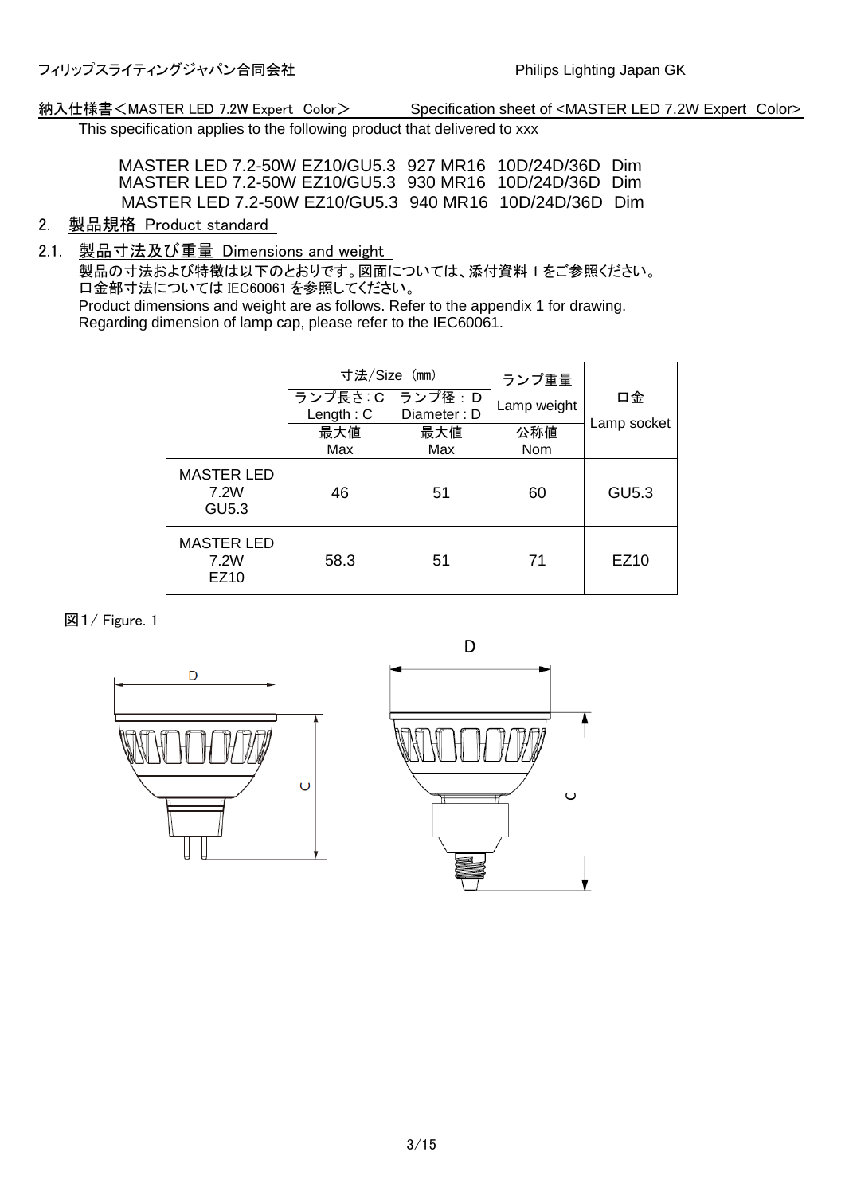フィリップスライティングジャパン合同会社　　　　　　　　　　Philips Lighting Japan GK

納入仕様書＜MASTER LED 7.2W Expert Color＞　　　Specification sheet of <MASTER LED 7.2W Expert Color>

This specification applies to the following product that delivered to xxx

MASTER LED 7.2-50W EZ10/GU5.3 927 MR16 10D/24D/36D Dim
MASTER LED 7.2-50W EZ10/GU5.3 930 MR16 10D/24D/36D Dim
MASTER LED 7.2-50W EZ10/GU5.3 940 MR16 10D/24D/36D Dim

## 2. 製品規格 Product standard

### 2.1. 製品寸法及び重量 Dimensions and weight

製品の寸法および特徴は以下のとおりです。図面については、添付資料 1 をご参照ください。
口金部寸法については IEC60061 を参照してください。
Product dimensions and weight are as follows. Refer to the appendix 1 for drawing.
Regarding dimension of lamp cap, please refer to the IEC60061.

| | 寸法/Size (mm) | | ランプ重量 Lamp weight | 口金 Lamp socket |
|---|---|---|---|---|
| | ランプ長さ: C Length : C | ランプ径 : D Diameter : D | | |
| | 最大値 Max | 最大値 Max | 公称値 Nom | |
| MASTER LED 7.2W GU5.3 | 46 | 51 | 60 | GU5.3 |
| MASTER LED 7.2W EZ10 | 58.3 | 51 | 71 | EZ10 |

図1/ Figure. 1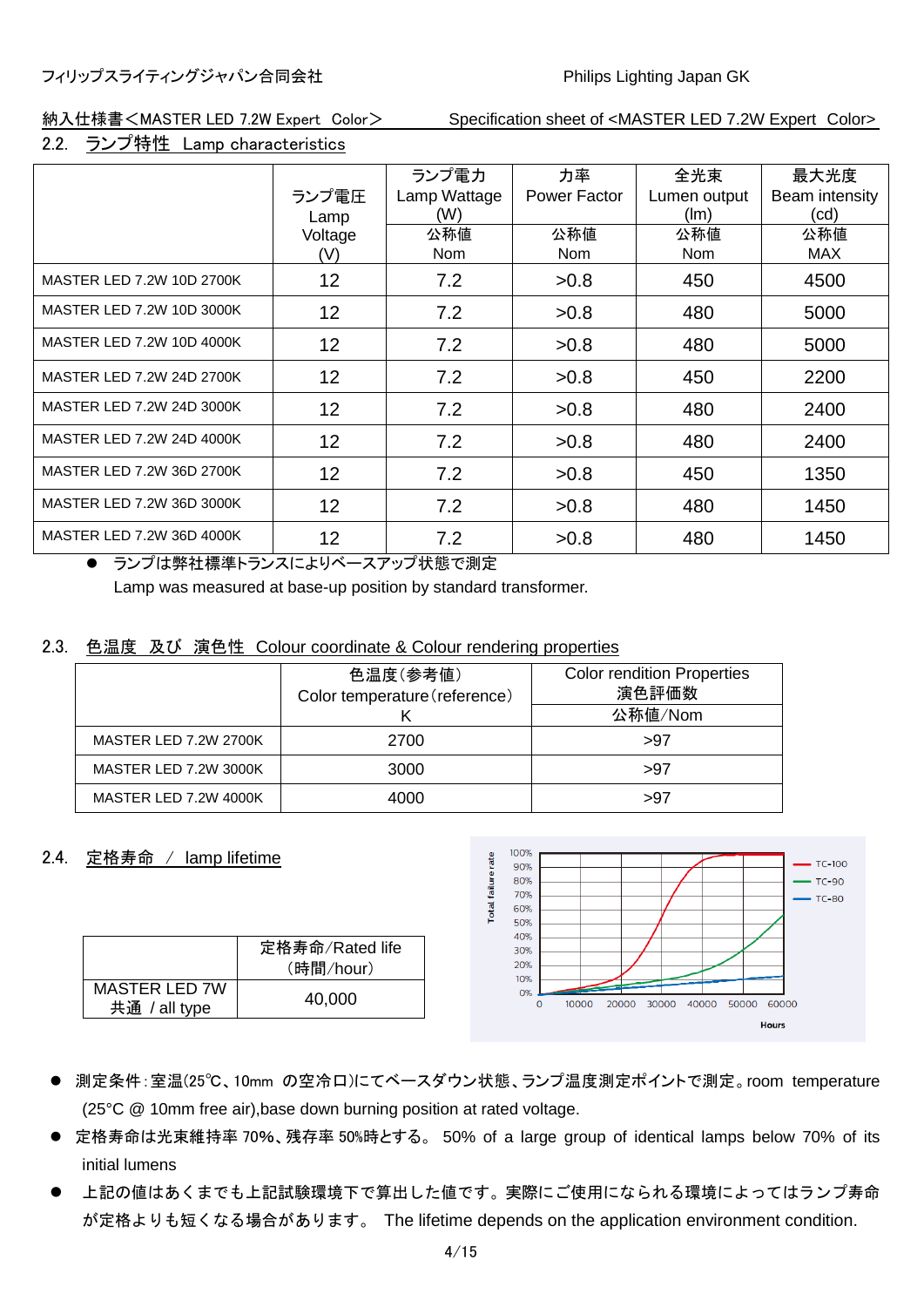フィリップスライティングジャパン合同会社　　　　　　　　　　Philips Lighting Japan GK

納入仕様書＜MASTER LED 7.2W Expert Color＞　　　　Specification sheet of <MASTER LED 7.2W Expert Color>

## 2.2. ランプ特性 Lamp characteristics

| | ランプ電圧 Lamp Voltage (V) | ランプ電力 Lamp Wattage (W) | 力率 Power Factor | 全光束 Lumen output (lm) | 最大光度 Beam intensity (cd) |
|---|---|---|---|---|---|
| | | 公称値 Nom | 公称値 Nom | 公称値 Nom | 公称値 MAX |
| MASTER LED 7.2W 10D 2700K | 12 | 7.2 | >0.8 | 450 | 4500 |
| MASTER LED 7.2W 10D 3000K | 12 | 7.2 | >0.8 | 480 | 5000 |
| MASTER LED 7.2W 10D 4000K | 12 | 7.2 | >0.8 | 480 | 5000 |
| MASTER LED 7.2W 24D 2700K | 12 | 7.2 | >0.8 | 450 | 2200 |
| MASTER LED 7.2W 24D 3000K | 12 | 7.2 | >0.8 | 480 | 2400 |
| MASTER LED 7.2W 24D 4000K | 12 | 7.2 | >0.8 | 480 | 2400 |
| MASTER LED 7.2W 36D 2700K | 12 | 7.2 | >0.8 | 450 | 1350 |
| MASTER LED 7.2W 36D 3000K | 12 | 7.2 | >0.8 | 480 | 1450 |
| MASTER LED 7.2W 36D 4000K | 12 | 7.2 | >0.8 | 480 | 1450 |

- ランプは弊社標準トランスによりベースアップ状態で測定
  Lamp was measured at base-up position by standard transformer.

## 2.3. 色温度 及び 演色性 Colour coordinate & Colour rendering properties

| | 色温度(参考値) Color temperature(reference) K | Color rendition Properties 演色評価数 |
|---|---|---|
| | | 公称値/Nom |
| MASTER LED 7.2W 2700K | 2700 | >97 |
| MASTER LED 7.2W 3000K | 3000 | >97 |
| MASTER LED 7.2W 4000K | 4000 | >97 |

## 2.4. 定格寿命 / lamp lifetime

| | 定格寿命/Rated life (時間/hour) |
|---|---|
| MASTER LED 7W 共通 / all type | 40,000 |

- 測定条件:室温(25℃、10mm の空冷口)にてベースダウン状態、ランプ温度測定ポイントで測定。room temperature (25°C @ 10mm free air),base down burning position at rated voltage.
- 定格寿命は光束維持率 70%、残存率 50%時とする。 50% of a large group of identical lamps below 70% of its initial lumens
- 上記の値はあくまでも上記試験環境下で算出した値です。実際にご使用になられる環境によってはランプ寿命が定格よりも短くなる場合があります。 The lifetime depends on the application environment condition.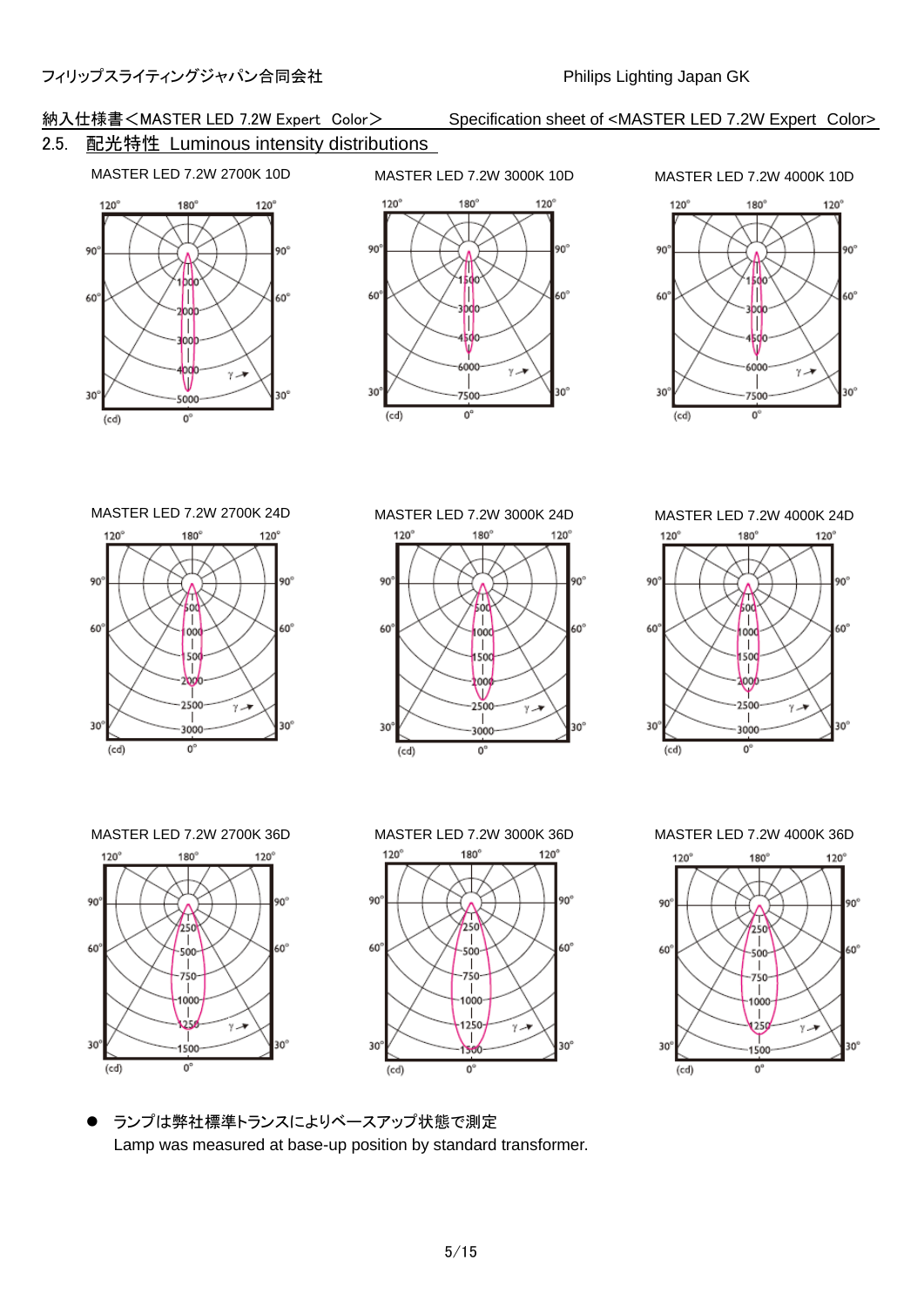納入仕様書＜MASTER LED 7.2W Expert Color＞ Specification sheet of <MASTER LED 7.2W Expert Color>

## 2.5. 配光特性 Luminous intensity distributions

MASTER LED 7.2W 2700K 10D

MASTER LED 7.2W 3000K 10D

MASTER LED 7.2W 4000K 10D

MASTER LED 7.2W 2700K 24D

MASTER LED 7.2W 3000K 24D

MASTER LED 7.2W 4000K 24D

MASTER LED 7.2W 2700K 36D

MASTER LED 7.2W 3000K 36D

MASTER LED 7.2W 4000K 36D

- ランプは弊社標準トランスによりベースアップ状態で測定
  Lamp was measured at base-up position by standard transformer.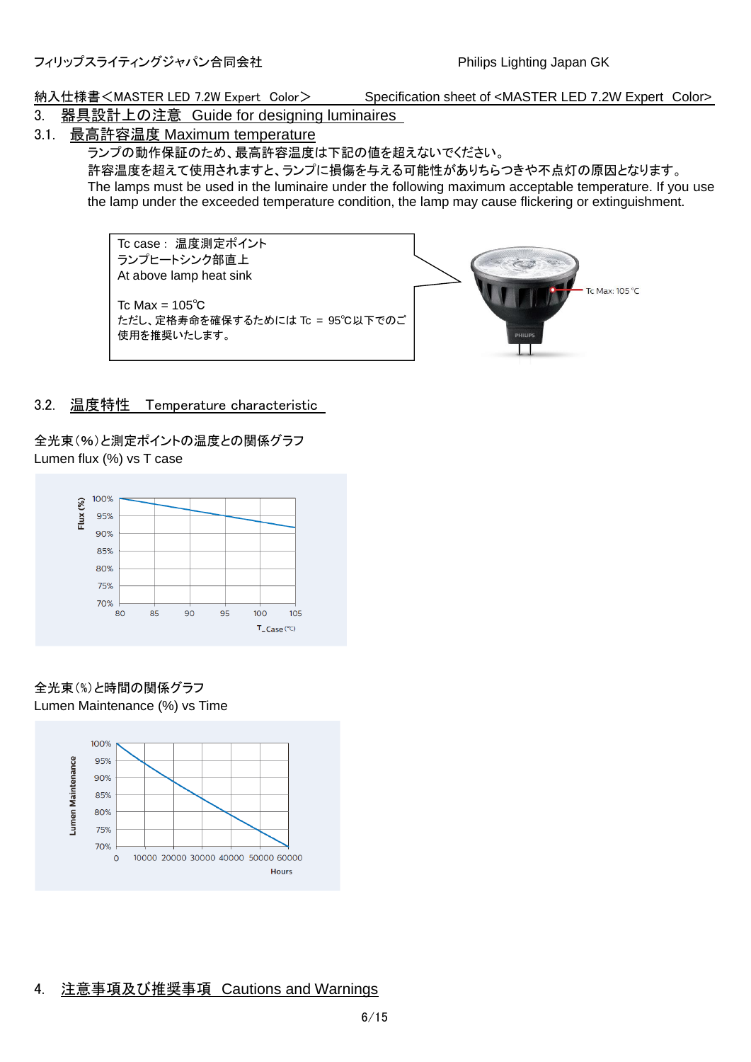納入仕様書＜MASTER LED 7.2W Expert Color＞ Specification sheet of <MASTER LED 7.2W Expert Color>

# 3. 器具設計上の注意 Guide for designing luminaires

## 3.1. 最高許容温度 Maximum temperature

ランプの動作保証のため、最高許容温度は下記の値を超えないでください。
許容温度を超えて使用されますと、ランプに損傷を与える可能性がありちらつきや不点灯の原因となります。
The lamps must be used in the luminaire under the following maximum acceptable temperature. If you use the lamp under the exceeded temperature condition, the lamp may cause flickering or extinguishment.

Tc case： 温度測定ポイント
ランプヒートシンク部直上
At above lamp heat sink

Tc Max = 105℃
ただし、定格寿命を確保するためには Tc ＝ 95℃以下でのご使用を推奨いたします。

Tc Max: 105 °C

## 3.2. 温度特性 Temperature characteristic

全光束(%)と測定ポイントの温度との関係グラフ
Lumen flux (%) vs T case

Flux (%): 100%, 95%, 90%, 85%, 80%, 75%, 70%
T_Case (℃): 80, 85, 90, 95, 100, 105

全光束(%)と時間の関係グラフ
Lumen Maintenance (%) vs Time

Lumen Maintenance: 100%, 95%, 90%, 85%, 80%, 75%, 70%
Hours: 0, 10000, 20000, 30000, 40000, 50000, 60000

# 4. 注意事項及び推奨事項 Cautions and Warnings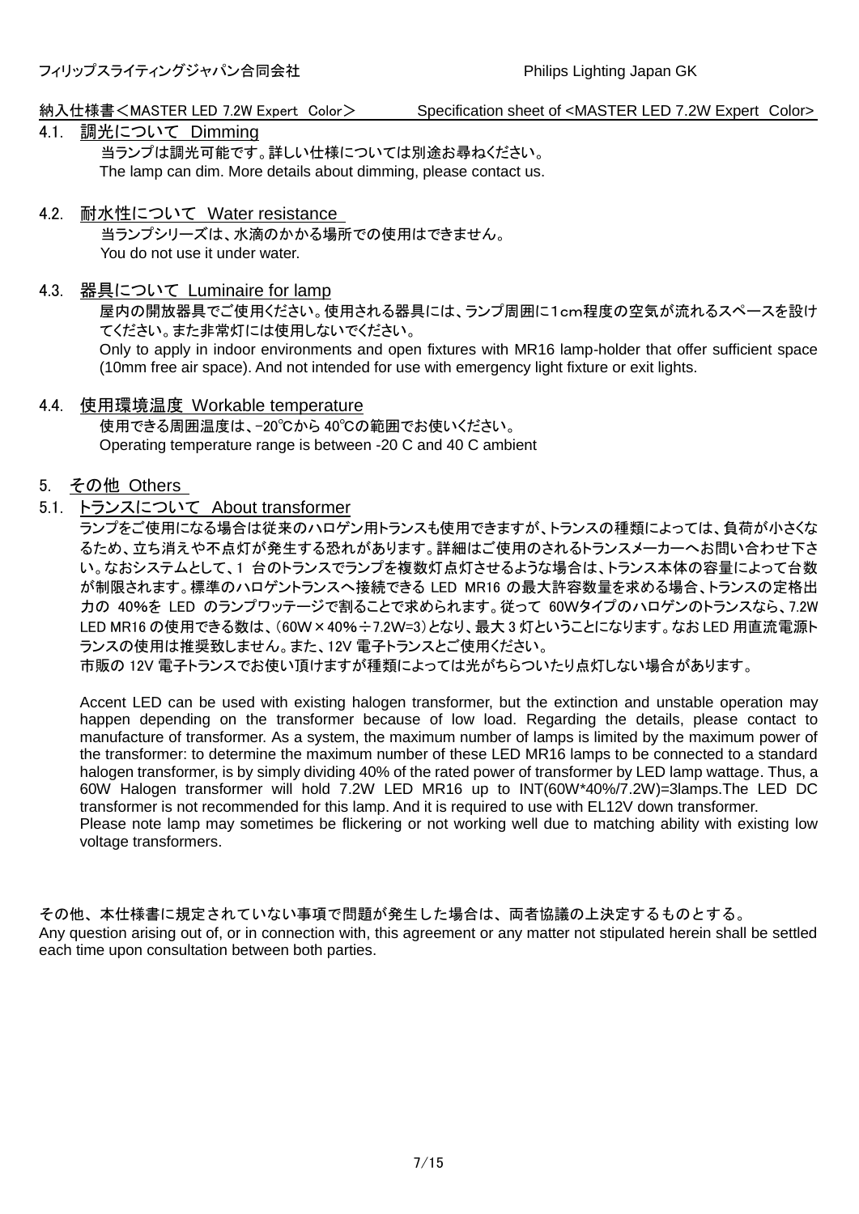## 4.1. 調光について Dimming

当ランプは調光可能です。詳しい仕様については別途お尋ねください。
The lamp can dim. More details about dimming, please contact us.

## 4.2. 耐水性について Water resistance

当ランプシリーズは、水滴のかかる場所での使用はできません。
You do not use it under water.

## 4.3. 器具について Luminaire for lamp

屋内の開放器具でご使用ください。使用される器具には、ランプ周囲に1cm程度の空気が流れるスペースを設けてください。また非常灯には使用しないでください。
Only to apply in indoor environments and open fixtures with MR16 lamp-holder that offer sufficient space (10mm free air space). And not intended for use with emergency light fixture or exit lights.

## 4.4. 使用環境温度 Workable temperature

使用できる周囲温度は、-20℃から 40℃の範囲でお使いください。
Operating temperature range is between -20 C and 40 C ambient

# 5. その他 Others

## 5.1. トランスについて About transformer

ランプをご使用になる場合は従来のハロゲン用トランスも使用できますが、トランスの種類によっては、負荷が小さくなるため、立ち消えや不点灯が発生する恐れがあります。詳細はご使用のされるトランスメーカーへお問い合わせ下さい。なおシステムとして、1 台のトランスでランプを複数灯点灯させるような場合は、トランス本体の容量によって台数が制限されます。標準のハロゲントランスへ接続できる LED MR16 の最大許容数量を求める場合、トランスの定格出力の 40%を LED のランプワッテージで割ることで求められます。従って 60Wタイプのハロゲンのトランスなら、7.2W LED MR16 の使用できる数は、(60W×40%÷7.2W=3)となり、最大 3 灯ということになります。なお LED 用直流電源トランスの使用は推奨致しません。また、12V 電子トランスとご使用ください。
市販の 12V 電子トランスでお使い頂けますが種類によっては光がちらついたり点灯しない場合があります。

Accent LED can be used with existing halogen transformer, but the extinction and unstable operation may happen depending on the transformer because of low load. Regarding the details, please contact to manufacture of transformer. As a system, the maximum number of lamps is limited by the maximum power of the transformer: to determine the maximum number of these LED MR16 lamps to be connected to a standard halogen transformer, is by simply dividing 40% of the rated power of transformer by LED lamp wattage. Thus, a 60W Halogen transformer will hold 7.2W LED MR16 up to INT(60W*40%/7.2W)=3lamps.The LED DC transformer is not recommended for this lamp. And it is required to use with EL12V down transformer.
Please note lamp may sometimes be flickering or not working well due to matching ability with existing low voltage transformers.

その他、本仕様書に規定されていない事項で問題が発生した場合は、両者協議の上決定するものとする。
Any question arising out of, or in connection with, this agreement or any matter not stipulated herein shall be settled each time upon consultation between both parties.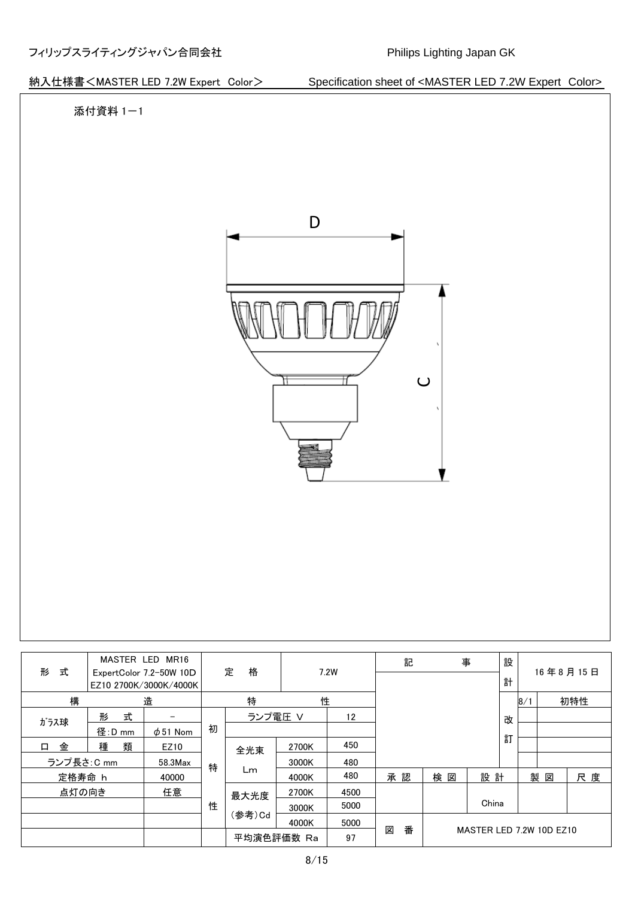フィリップスライティングジャパン合同会社　　Philips Lighting Japan GK

納入仕様書＜MASTER LED 7.2W Expert Color＞　Specification sheet of <MASTER LED 7.2W Expert Color>

添付資料１－１

D

C

| 形　式 | MASTER LED MR16 ExpertColor 7.2-50W 10D EZ10 2700K/3000K/4000K | | 定　格 | | 7.2W | | 記　事 | | | 設計 | 16 年 8 月 15 日 | |
|---|---|---|---|---|---|---|---|---|---|---|---|---|
| 構 | 造 | | 特 | 性 | | | | | | | 8/1 | 初特性 |
| ｶﾞﾗｽ球 | 形　式 | － | 初特性 | ランプ電圧 V | | 12 | | | | 改訂 | | |
| | 径：D mm | φ51 Nom | | | | | | | | | | |
| 口　金 | 種　類 | EZ10 | | 全光束 Lm | 2700K | 450 | | | | | | |
| ランプ長さ：C mm | | 58.3Max | | | 3000K | 480 | | | | | | |
| 定格寿命 h | | 40000 | | | 4000K | 480 | 承 認 | 検 図 | 設 計 | | 製 図 | 尺 度 |
| 点灯の向き | | 任意 | | 最大光度 (参考)Cd | 2700K | 4500 | | | China | | | |
| | | | | | 3000K | 5000 | | | | | | |
| | | | | | 4000K | 5000 | 図　番 | MASTER LED 7.2W 10D EZ10 | | | | |
| | | | | 平均演色評価数 Ra | | 97 | | | | | | |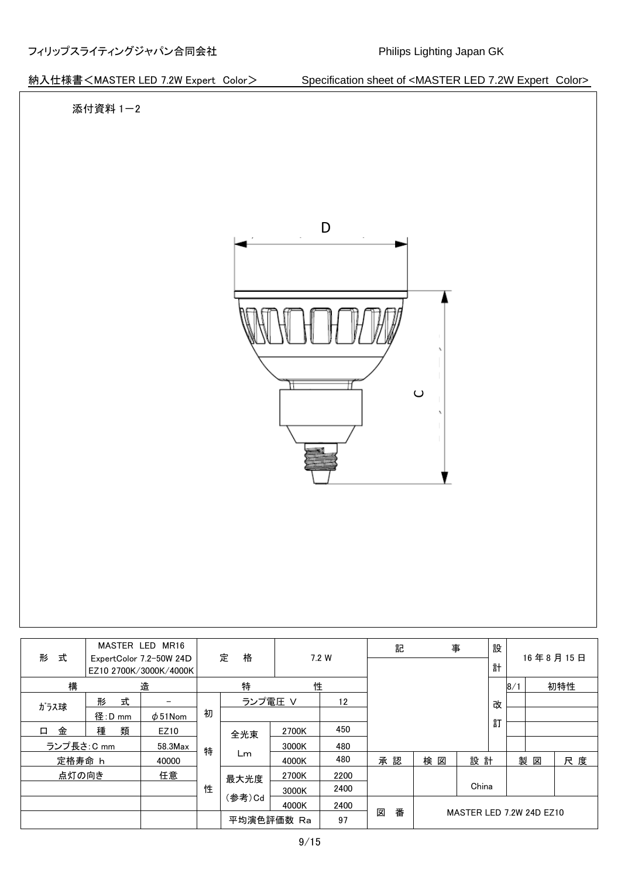フィリップスライティングジャパン合同会社 Philips Lighting Japan GK

納入仕様書＜MASTER LED 7.2W Expert Color＞ Specification sheet of <MASTER LED 7.2W Expert Color>

添付資料１－２

D

C

| 形　式 | MASTER LED MR16 ExpertColor 7.2-50W 24D EZ10 2700K/3000K/4000K | | 定　格 | | 7.2 W | | 記　事 | | | 設計 | 16 年 8 月 15 日 | |
|---|---|---|---|---|---|---|---|---|---|---|---|---|
| 構 | | 造 | 特 | | 性 | | | | | | 8/1 | 初特性 |
| ｶﾞﾗｽ球 | 形　式 | － | 初特性 | ランプ電圧 V | | 12 | | | | 改訂 | | |
| | 径：D mm | φ51Nom | | | | | | | | | | |
| 口　金 | 種　類 | EZ10 | | 全光束 Lm | 2700K | 450 | | | | | | |
| ランプ長さ：C mm | | 58.3Max | | | 3000K | 480 | | | | | | |
| 定格寿命 h | | 40000 | | | 4000K | 480 | 承 認 | 検 図 | 設 計 | | 製 図 | 尺 度 |
| 点灯の向き | | 任意 | | 最大光度（参考）Cd | 2700K | 2200 | | | China | | | |
| | | | | | 3000K | 2400 | | | | | | |
| | | | | | 4000K | 2400 | 図　番 | MASTER LED 7.2W 24D EZ10 | | | | |
| | | | | 平均演色評価数 Ra | | 97 | | | | | | |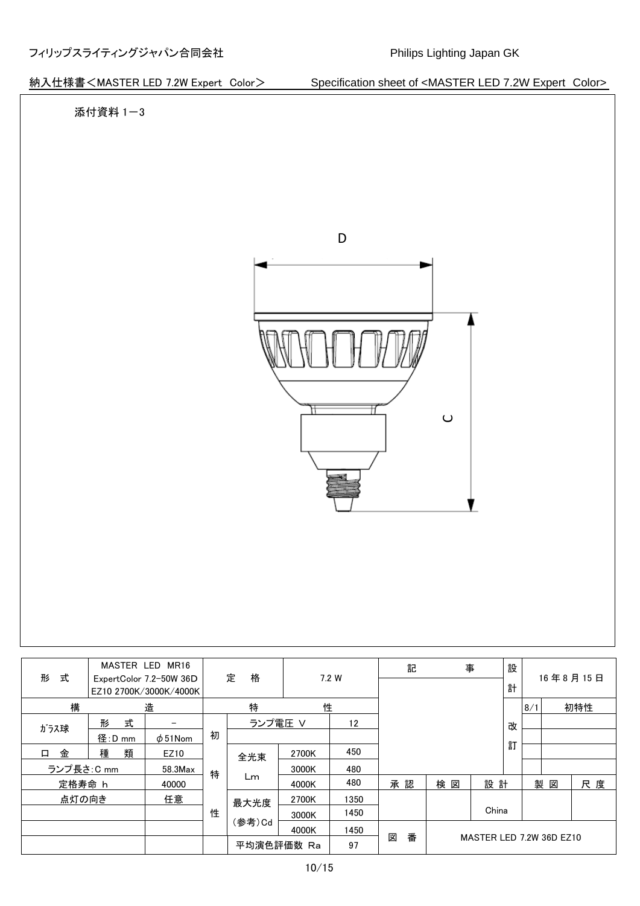フィリップスライティングジャパン合同会社　　Philips Lighting Japan GK

納入仕様書＜MASTER LED 7.2W Expert　Color＞　Specification sheet of <MASTER LED 7.2W Expert　Color>

添付資料１－３

D

C

| 形　式 | MASTER LED MR16 ExpertColor 7.2-50W 36D EZ10 2700K/3000K/4000K | | 定　格 | | 7.2 W | | 記　事 | | | 設計 | 16 年 8 月 15 日 | |
|---|---|---|---|---|---|---|---|---|---|---|---|---|
| 構 | 造 | | 特 | | 性 | | | | | 改訂 | 8/1 | 初特性 |
| ｶﾞﾗｽ球 | 形　式 | － | 初特性 | ランプ電圧 V | | 12 | | | | | | |
| | 径：D mm | φ51Nom | | | | | | | | | | |
| 口　金 | 種　類 | EZ10 | | 全光束 Lm | 2700K | 450 | | | | | | |
| ランプ長さ：C mm | | 58.3Max | | | 3000K | 480 | | | | | | |
| 定格寿命 h | | 40000 | | | 4000K | 480 | 承 認 | 検 図 | 設 計 | | 製 図 | 尺 度 |
| 点灯の向き | | 任意 | | 最大光度 (参考)Cd | 2700K | 1350 | | | China | | | |
| | | | | | 3000K | 1450 | | | | | | |
| | | | | | 4000K | 1450 | 図　番 | MASTER LED 7.2W 36D EZ10 | | | | |
| | | | | 平均演色評価数 Ra | | 97 | | | | | | |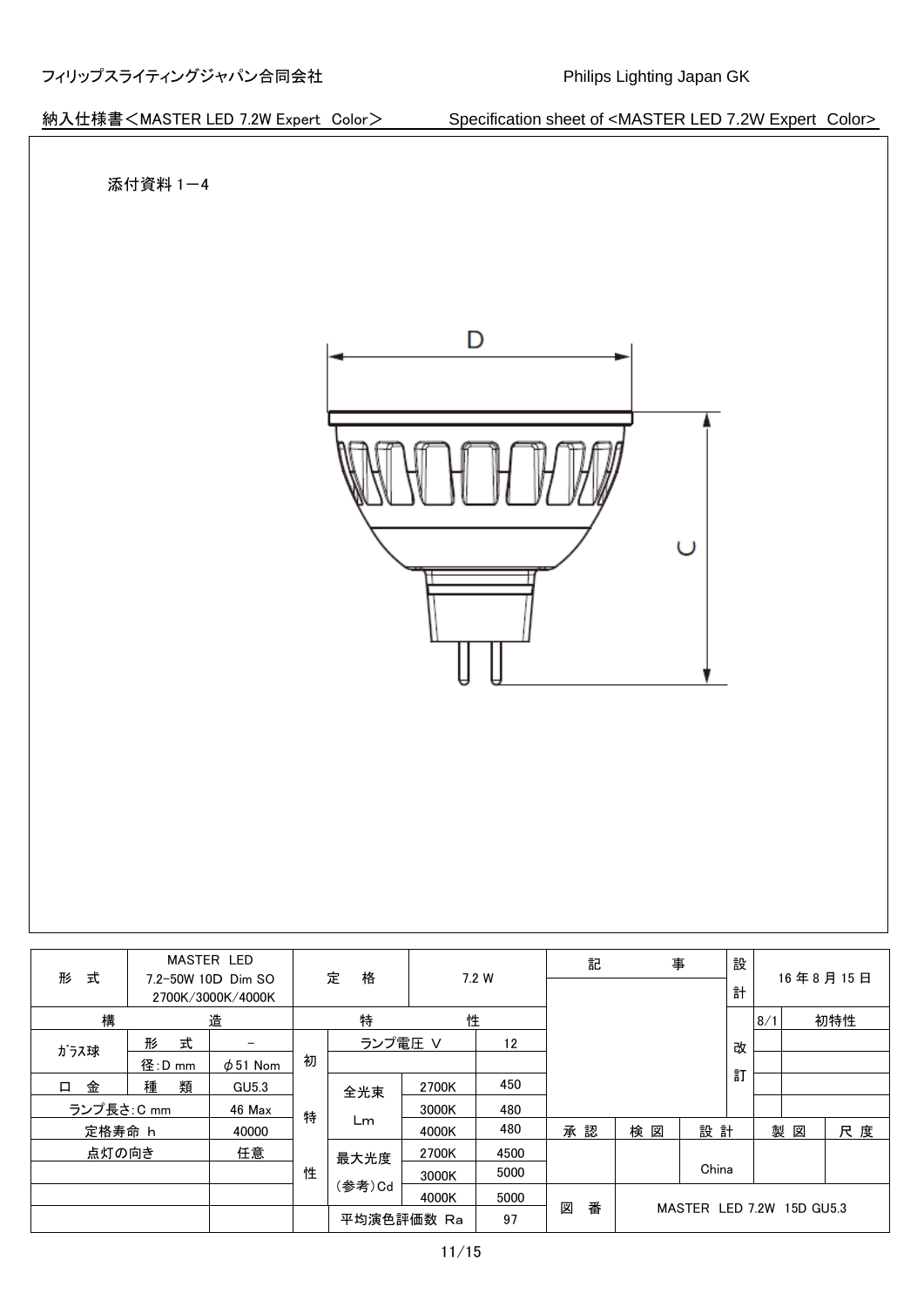フィリップスライティングジャパン合同会社　　　　Philips Lighting Japan GK

納入仕様書＜MASTER LED 7.2W Expert Color＞　　Specification sheet of <MASTER LED 7.2W Expert Color>

添付資料 1－4

D

C

| 形　式 | MASTER LED 7.2-50W 10D Dim SO 2700K/3000K/4000K | | 定　格 | | 7.2 W | | 記　事 | | | 設計 | 16 年 8 月 15 日 | |
|---|---|---|---|---|---|---|---|---|---|---|---|---|
| 構 | 造 | | 特 | 性 | | | | | | 改訂 | 8/1 | 初特性 |
| ｶﾞﾗｽ球 | 形　式 | － | 初特性 | ランプ電圧 V | | 12 | | | | | | |
| | 径：D mm | φ51 Nom | | | | | | | | | | |
| 口　金 | 種　類 | GU5.3 | | 全光束 Lm | 2700K | 450 | | | | | | |
| ランプ長さ：C mm | | 46 Max | | | 3000K | 480 | | | | | | |
| 定格寿命 h | | 40000 | | | 4000K | 480 | 承 認 | 検 図 | 設 計 | | 製 図 | 尺 度 |
| 点灯の向き | | 任意 | | 最大光度 (参考)Cd | 2700K | 4500 | | | China | | | |
| | | | | | 3000K | 5000 | | | | | | |
| | | | | | 4000K | 5000 | 図　番 | MASTER LED 7.2W 15D GU5.3 | | | | |
| | | | | 平均演色評価数 Ra | | 97 | | | | | | |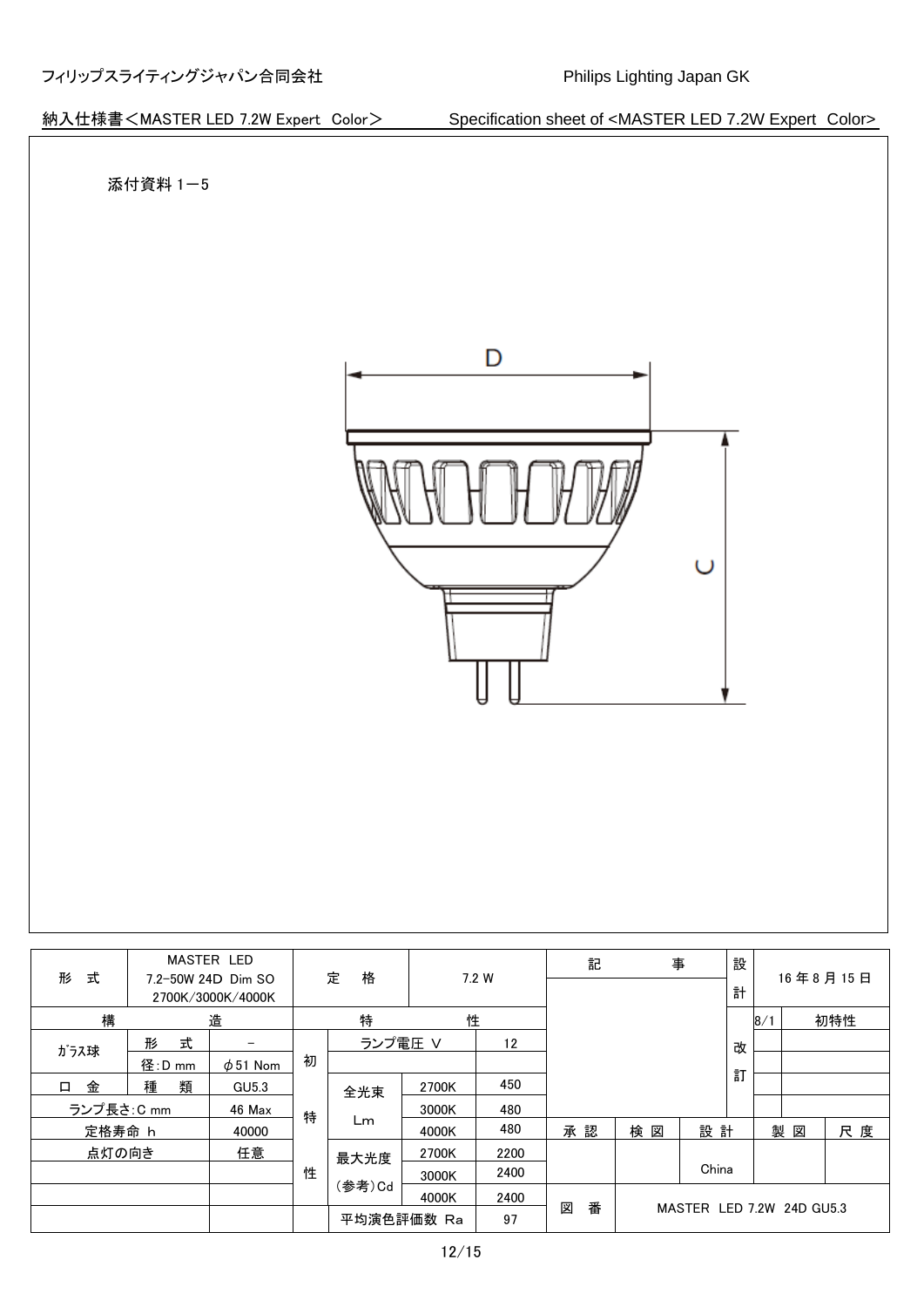フィリップスライティングジャパン合同会社　　Philips Lighting Japan GK

納入仕様書＜MASTER LED 7.2W Expert Color＞　Specification sheet of <MASTER LED 7.2W Expert Color>

添付資料 1－5

D

C

| 形　式 | MASTER LED 7.2-50W 24D Dim SO 2700K/3000K/4000K | | 定　格 | | 7.2 W | | 記　事 | | | 設計 | 16 年 8 月 15 日 | |
|---|---|---|---|---|---|---|---|---|---|---|---|---|
| 構 | 造 | | 特 | | 性 | | | | | | 8/1 | 初特性 |
| ｶﾞﾗｽ球 | 形　式 | － | 初特性 | ランプ電圧 V | | 12 | | | | 改訂 | | |
| | 径：D mm | φ51 Nom | | | | | | | | | | |
| 口　金 | 種　類 | GU5.3 | | 全光束 Lm | 2700K | 450 | | | | | | |
| ランプ長さ：C mm | | 46 Max | | | 3000K | 480 | | | | | | |
| 定格寿命 h | | 40000 | | | 4000K | 480 | 承 認 | 検 図 | 設 計 | | 製 図 | 尺 度 |
| 点灯の向き | | 任意 | | 最大光度 (参考)Cd | 2700K | 2200 | | | China | | | |
| | | | | | 3000K | 2400 | | | | | | |
| | | | | | 4000K | 2400 | 図　番 | MASTER LED 7.2W 24D GU5.3 | | | | |
| | | | | 平均演色評価数 Ra | | 97 | | | | | | |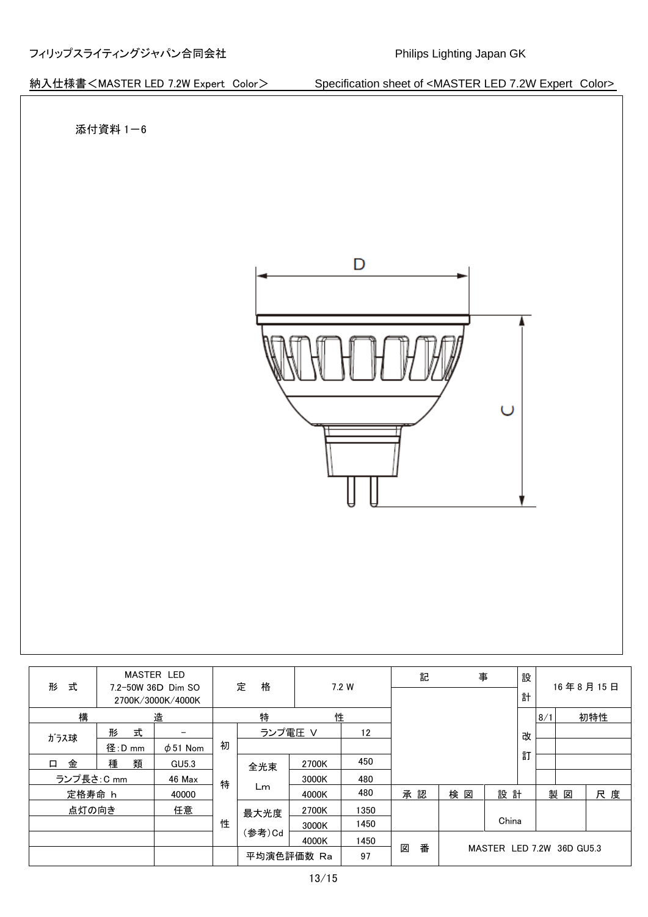フィリップスライティングジャパン合同会社　　　　　　Philips Lighting Japan GK

納入仕様書＜MASTER LED 7.2W Expert Color＞　　Specification sheet of <MASTER LED 7.2W Expert Color>

添付資料１－６

D

C

| 形　式 | MASTER LED 7.2-50W 36D Dim SO 2700K/3000K/4000K | | 定　格 | | 7.2 W | 記　　事 | | | 設計 | 16 年 8 月 15 日 | |
|---|---|---|---|---|---|---|---|---|---|---|---|
| 構 | 造 | | 特 | 性 | | | | | | 8/1 | 初特性 |
| ｶﾞﾗｽ球 | 形　式 | － | 初特性 | ランプ電圧 V | 12 | | | | 改訂 | | |
| | 径：D mm | φ51 Nom | | | | | | | | | |
| 口　金 | 種　類 | GU5.3 | | 全光束 Lm | 2700K | 450 | | | | | |
| ランプ長さ：C mm | | 46 Max | | | 3000K | 480 | | | | | |
| 定格寿命 h | | 40000 | | | 4000K | 480 | 承 認 | 検 図 | 設 計 | 製 図 | 尺 度 |
| 点灯の向き | | 任意 | | 最大光度 (参考)Cd | 2700K | 1350 | | | China | | |
| | | | | | 3000K | 1450 | | | | | |
| | | | | | 4000K | 1450 | 図　番 | MASTER LED 7.2W 36D GU5.3 | | | |
| | | | | 平均演色評価数 Ra | | 97 | | | | | |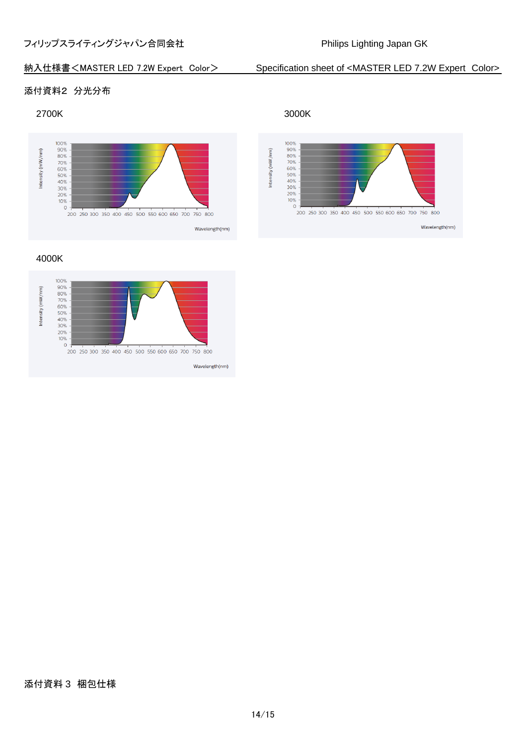## 添付資料2　分光分布

2700K

Intensity (mW/nm)

100%
90%
80%
70%
60%
50%
40%
30%
20%
10%
0

200 250 300 350 400 450 500 550 600 650 700 750 800

Wavelength(nm)

3000K

Intensity (mW/nm)

100%
90%
80%
70%
60%
50%
40%
30%
20%
10%
0

200 250 300 350 400 450 500 550 600 650 700 750 800

Wavelength(nm)

4000K

Intensity (mW/nm)

100%
90%
80%
70%
60%
50%
40%
30%
20%
10%
0

200 250 300 350 400 450 500 550 600 650 700 750 800

Wavelength(nm)

## 添付資料 3　梱包仕様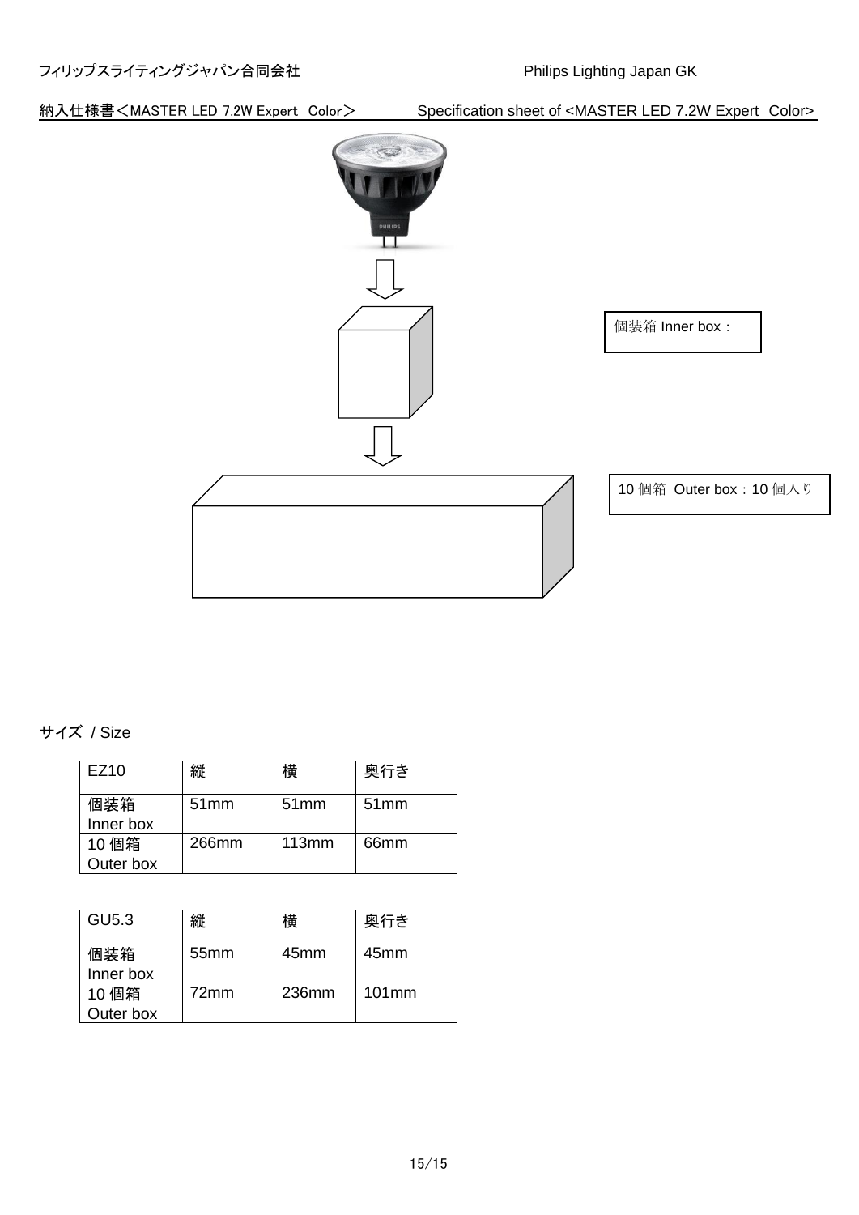フィリップスライティングジャパン合同会社 Philips Lighting Japan GK

納入仕様書＜MASTER LED 7.2W Expert Color＞ Specification sheet of <MASTER LED 7.2W Expert Color>

個装箱 Inner box：

10 個箱 Outer box：10 個入り

サイズ / Size

| EZ10 | 縦 | 横 | 奥行き |
|---|---|---|---|
| 個装箱 Inner box | 51mm | 51mm | 51mm |
| 10 個箱 Outer box | 266mm | 113mm | 66mm |

| GU5.3 | 縦 | 横 | 奥行き |
|---|---|---|---|
| 個装箱 Inner box | 55mm | 45mm | 45mm |
| 10 個箱 Outer box | 72mm | 236mm | 101mm |